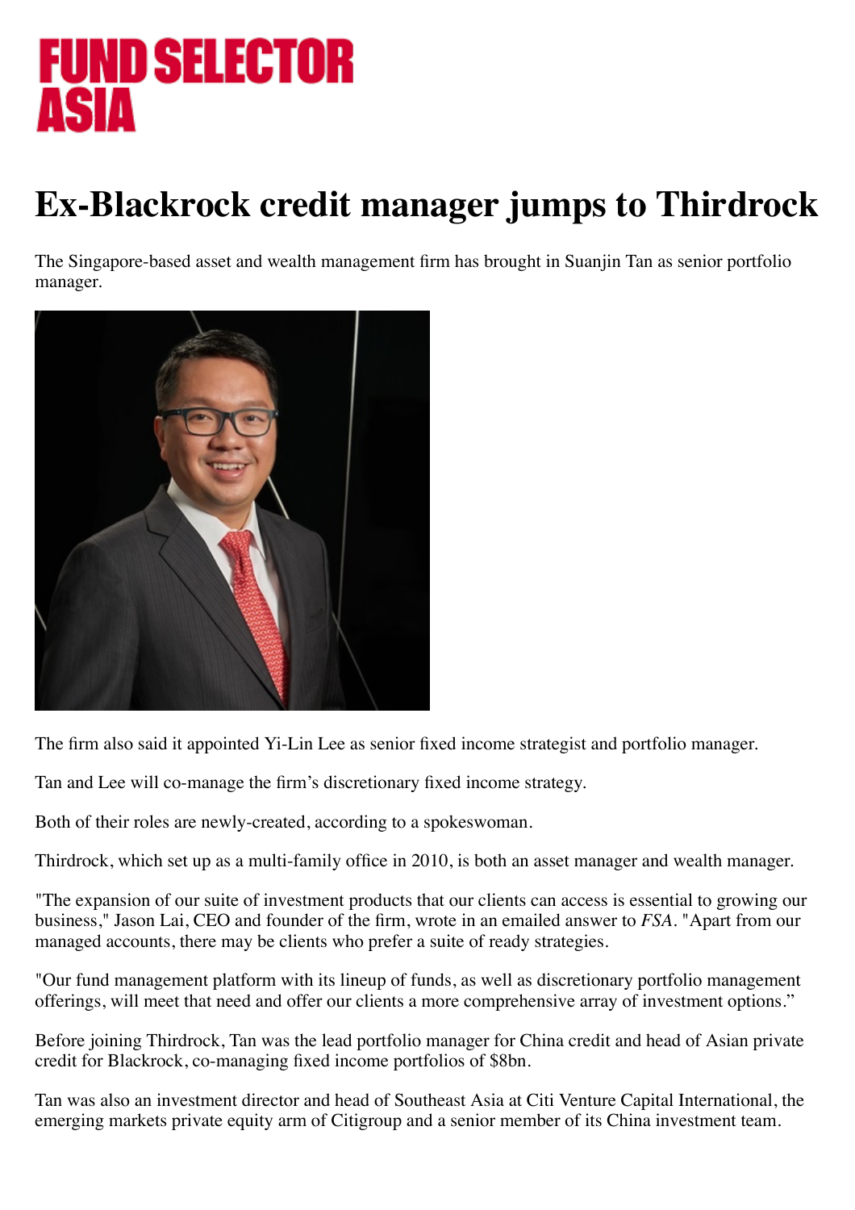FUND SELECTOR ASIA

# Ex-Blackrock credit manager jumps to Thirdrock

The Singapore-based asset and wealth management firm has brought in Suanjin Tan as senior portfolio manager.

The firm also said it appointed Yi-Lin Lee as senior fixed income strategist and portfolio manager.

Tan and Lee will co-manage the firm's discretionary fixed income strategy.

Both of their roles are newly-created, according to a spokeswoman.

Thirdrock, which set up as a multi-family office in 2010, is both an asset manager and wealth manager.

"The expansion of our suite of investment products that our clients can access is essential to growing our business," Jason Lai, CEO and founder of the firm, wrote in an emailed answer to *FSA*. "Apart from our managed accounts, there may be clients who prefer a suite of ready strategies.

"Our fund management platform with its lineup of funds, as well as discretionary portfolio management offerings, will meet that need and offer our clients a more comprehensive array of investment options."

Before joining Thirdrock, Tan was the lead portfolio manager for China credit and head of Asian private credit for Blackrock, co-managing fixed income portfolios of $8bn.

Tan was also an investment director and head of Southeast Asia at Citi Venture Capital International, the emerging markets private equity arm of Citigroup and a senior member of its China investment team.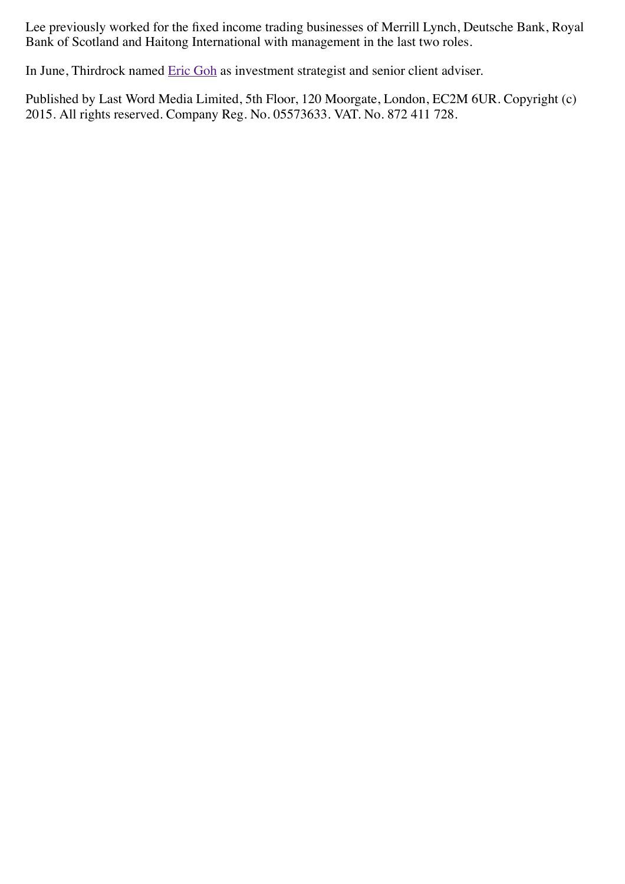Lee previously worked for the fixed income trading businesses of Merrill Lynch, Deutsche Bank, Royal Bank of Scotland and Haitong International with management in the last two roles.

In June, Thirdrock named Eric Goh as investment strategist and senior client adviser.

Published by Last Word Media Limited, 5th Floor, 120 Moorgate, London, EC2M 6UR. Copyright (c) 2015. All rights reserved. Company Reg. No. 05573633. VAT. No. 872 411 728.